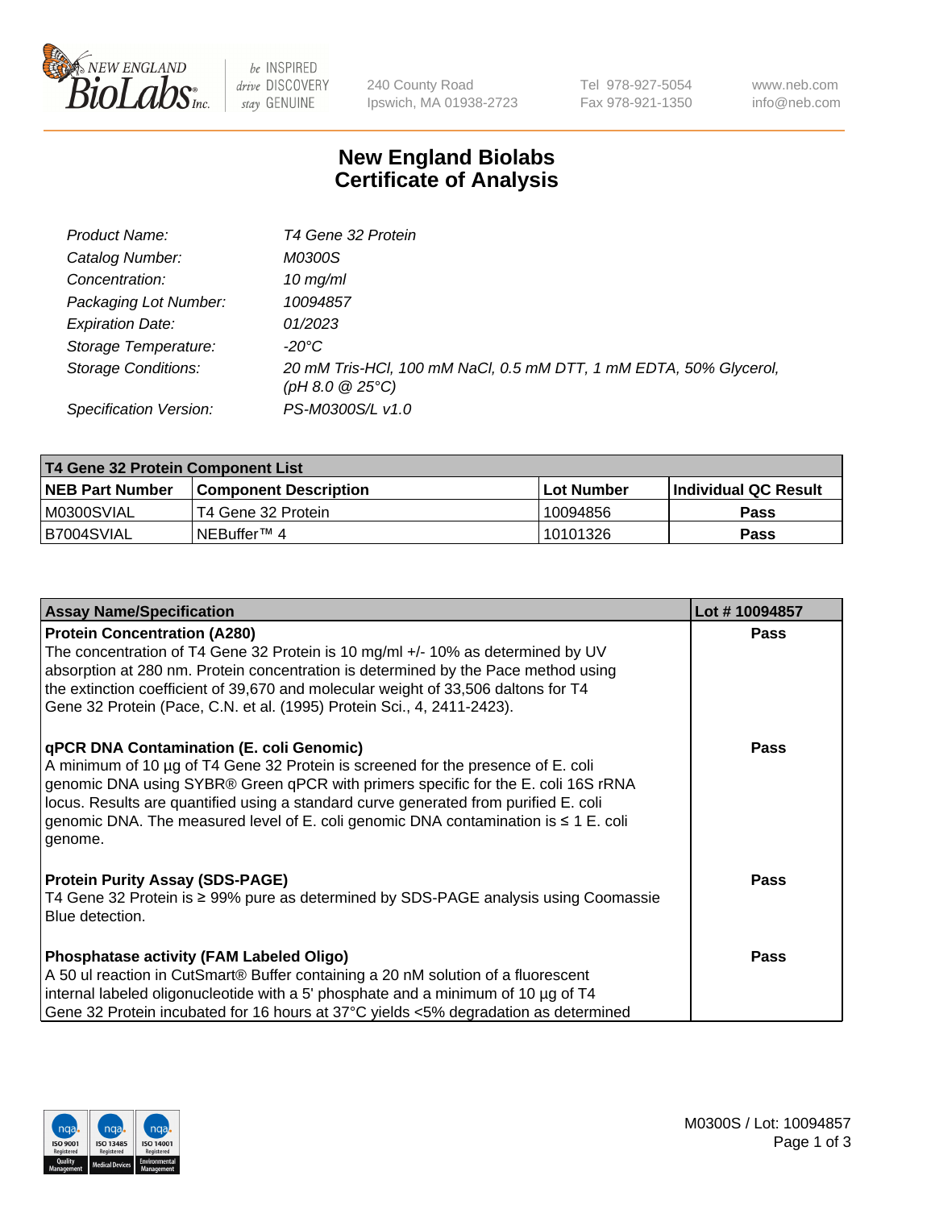# New England Biolabs Certificate of Analysis

| | |
|---|---|
| *Product Name:* | *T4 Gene 32 Protein* |
| *Catalog Number:* | *M0300S* |
| *Concentration:* | *10 mg/ml* |
| *Packaging Lot Number:* | *10094857* |
| *Expiration Date:* | *01/2023* |
| *Storage Temperature:* | *-20°C* |
| *Storage Conditions:* | *20 mM Tris-HCl, 100 mM NaCl, 0.5 mM DTT, 1 mM EDTA, 50% Glycerol, (pH 8.0 @ 25°C)* |
| *Specification Version:* | *PS-M0300S/L v1.0* |

| T4 Gene 32 Protein Component List | | | |
|---|---|---|---|
| **NEB Part Number** | **Component Description** | **Lot Number** | **Individual QC Result** |
| M0300SVIAL | T4 Gene 32 Protein | 10094856 | **Pass** |
| B7004SVIAL | NEBuffer™ 4 | 10101326 | **Pass** |

| Assay Name/Specification | Lot # 10094857 |
|---|---|
| **Protein Concentration (A280)**<br>The concentration of T4 Gene 32 Protein is 10 mg/ml +/- 10% as determined by UV absorption at 280 nm. Protein concentration is determined by the Pace method using the extinction coefficient of 39,670 and molecular weight of 33,506 daltons for T4 Gene 32 Protein (Pace, C.N. et al. (1995) Protein Sci., 4, 2411-2423). | **Pass** |
| **qPCR DNA Contamination (E. coli Genomic)**<br>A minimum of 10 µg of T4 Gene 32 Protein is screened for the presence of E. coli genomic DNA using SYBR® Green qPCR with primers specific for the E. coli 16S rRNA locus. Results are quantified using a standard curve generated from purified E. coli genomic DNA. The measured level of E. coli genomic DNA contamination is ≤ 1 E. coli genome. | **Pass** |
| **Protein Purity Assay (SDS-PAGE)**<br>T4 Gene 32 Protein is ≥ 99% pure as determined by SDS-PAGE analysis using Coomassie Blue detection. | **Pass** |
| **Phosphatase activity (FAM Labeled Oligo)**<br>A 50 ul reaction in CutSmart® Buffer containing a 20 nM solution of a fluorescent internal labeled oligonucleotide with a 5' phosphate and a minimum of 10 µg of T4 Gene 32 Protein incubated for 16 hours at 37°C yields <5% degradation as determined | **Pass** |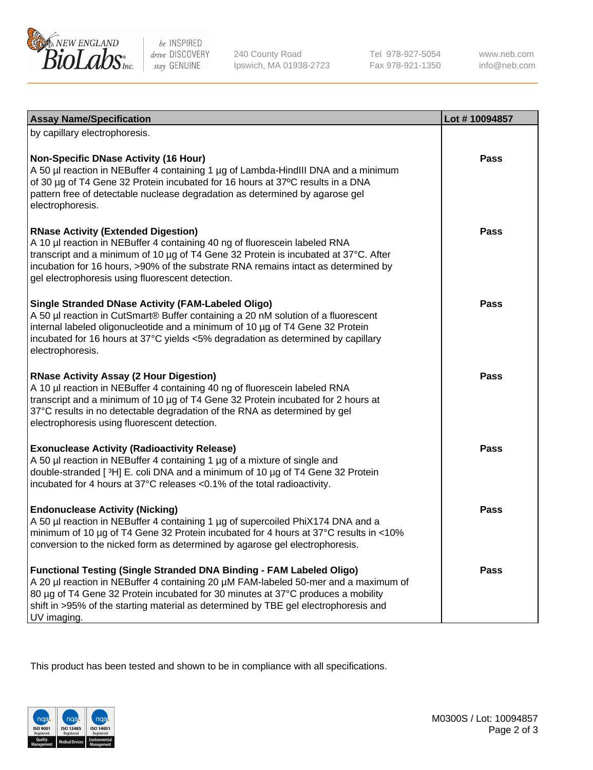| Assay Name/Specification | Lot # 10094857 |
|---|---|
| by capillary electrophoresis. | |
| **Non-Specific DNase Activity (16 Hour)**<br>A 50 µl reaction in NEBuffer 4 containing 1 µg of Lambda-HindIII DNA and a minimum of 30 µg of T4 Gene 32 Protein incubated for 16 hours at 37ºC results in a DNA pattern free of detectable nuclease degradation as determined by agarose gel electrophoresis. | Pass |
| **RNase Activity (Extended Digestion)**<br>A 10 µl reaction in NEBuffer 4 containing 40 ng of fluorescein labeled RNA transcript and a minimum of 10 µg of T4 Gene 32 Protein is incubated at 37°C. After incubation for 16 hours, >90% of the substrate RNA remains intact as determined by gel electrophoresis using fluorescent detection. | Pass |
| **Single Stranded DNase Activity (FAM-Labeled Oligo)**<br>A 50 µl reaction in CutSmart® Buffer containing a 20 nM solution of a fluorescent internal labeled oligonucleotide and a minimum of 10 µg of T4 Gene 32 Protein incubated for 16 hours at 37°C yields <5% degradation as determined by capillary electrophoresis. | Pass |
| **RNase Activity Assay (2 Hour Digestion)**<br>A 10 µl reaction in NEBuffer 4 containing 40 ng of fluorescein labeled RNA transcript and a minimum of 10 µg of T4 Gene 32 Protein incubated for 2 hours at 37°C results in no detectable degradation of the RNA as determined by gel electrophoresis using fluorescent detection. | Pass |
| **Exonuclease Activity (Radioactivity Release)**<br>A 50 µl reaction in NEBuffer 4 containing 1 µg of a mixture of single and double-stranded [ $^3$H] E. coli DNA and a minimum of 10 µg of T4 Gene 32 Protein incubated for 4 hours at 37°C releases <0.1% of the total radioactivity. | Pass |
| **Endonuclease Activity (Nicking)**<br>A 50 µl reaction in NEBuffer 4 containing 1 µg of supercoiled PhiX174 DNA and a minimum of 10 µg of T4 Gene 32 Protein incubated for 4 hours at 37°C results in <10% conversion to the nicked form as determined by agarose gel electrophoresis. | Pass |
| **Functional Testing (Single Stranded DNA Binding - FAM Labeled Oligo)**<br>A 20 µl reaction in NEBuffer 4 containing 20 µM FAM-labeled 50-mer and a maximum of 80 µg of T4 Gene 32 Protein incubated for 30 minutes at 37°C produces a mobility shift in >95% of the starting material as determined by TBE gel electrophoresis and UV imaging. | Pass |

This product has been tested and shown to be in compliance with all specifications.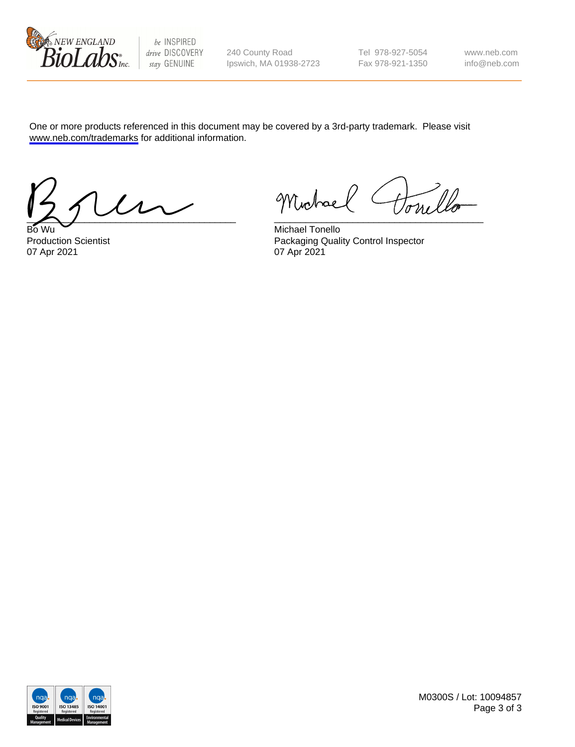One or more products referenced in this document may be covered by a 3rd-party trademark. Please visit www.neb.com/trademarks for additional information.

Bo Wu
Production Scientist
07 Apr 2021

Michael Tonello
Packaging Quality Control Inspector
07 Apr 2021

M0300S / Lot: 10094857